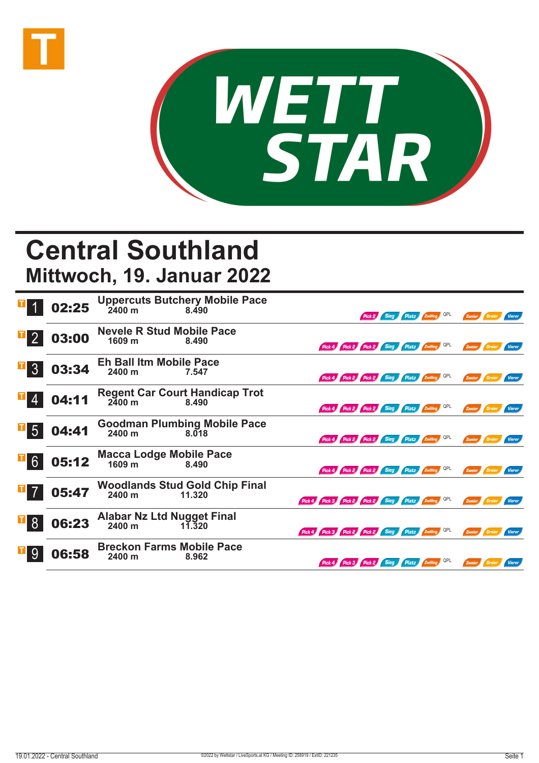# Central Southland

## Mittwoch, 19. Januar 2022

| Nr. | Zeit | Rennen | Distanz | Preisgeld | Wetten |
|---|---|---|---|---|---|
| 1 | 02:25 | Uppercuts Butchery Mobile Pace | 2400 m | 8.490 | Pick 2, Sieg, Platz, Zwilling, QPL, Zweier, Dreier, Vierer |
| 2 | 03:00 | Nevele R Stud Mobile Pace | 1609 m | 8.490 | Pick 4, Pick 2, Pick 2, Sieg, Platz, Zwilling, QPL, Zweier, Dreier, Vierer |
| 3 | 03:34 | Eh Ball Itm Mobile Pace | 2400 m | 7.547 | Pick 4, Pick 2, Pick 2, Sieg, Platz, Zwilling, QPL, Zweier, Dreier, Vierer |
| 4 | 04:11 | Regent Car Court Handicap Trot | 2400 m | 8.490 | Pick 4, Pick 2, Pick 2, Sieg, Platz, Zwilling, QPL, Zweier, Dreier, Vierer |
| 5 | 04:41 | Goodman Plumbing Mobile Pace | 2400 m | 8.018 | Pick 4, Pick 2, Pick 2, Sieg, Platz, Zwilling, QPL, Zweier, Dreier, Vierer |
| 6 | 05:12 | Macca Lodge Mobile Pace | 1609 m | 8.490 | Pick 4, Pick 2, Pick 2, Sieg, Platz, Zwilling, QPL, Zweier, Dreier, Vierer |
| 7 | 05:47 | Woodlands Stud Gold Chip Final | 2400 m | 11.320 | Pick 4, Pick 3, Pick 2, Pick 2, Sieg, Platz, Zwilling, QPL, Zweier, Dreier, Vierer |
| 8 | 06:23 | Alabar Nz Ltd Nugget Final | 2400 m | 11.320 | Pick 4, Pick 3, Pick 2, Pick 2, Sieg, Platz, Zwilling, QPL, Zweier, Dreier, Vierer |
| 9 | 06:58 | Breckon Farms Mobile Pace | 2400 m | 8.962 | Pick 4, Pick 3, Pick 2, Sieg, Platz, Zwilling, QPL, Zweier, Dreier, Vierer |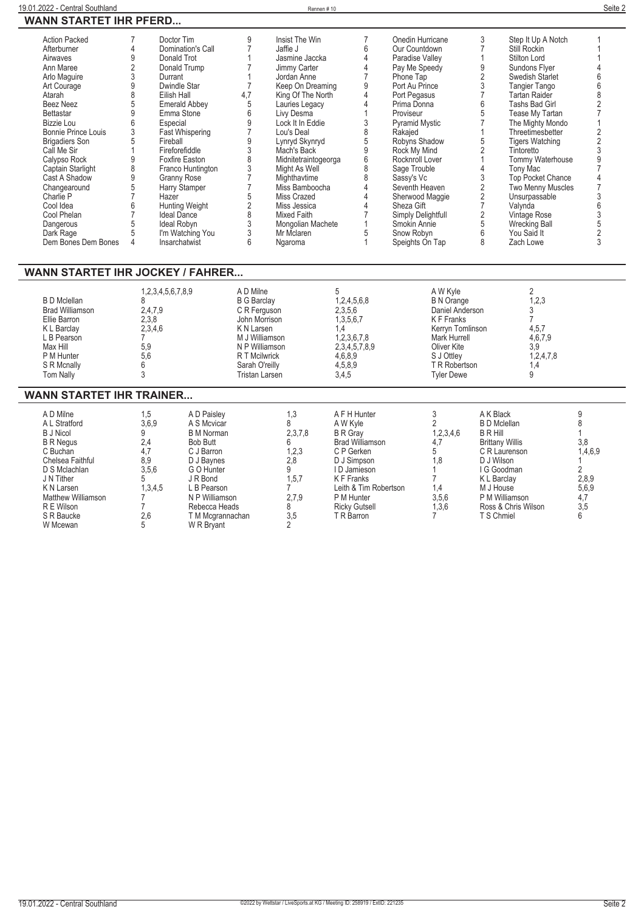## WANN STARTET IHR PFERD...

| Pferd | Rennen | Pferd | Rennen | Pferd | Rennen | Pferd | Rennen | Pferd | Rennen |
|---|---|---|---|---|---|---|---|---|---|
| Action Packed | 7 | Doctor Tim | 9 | Insist The Win | 7 | Onedin Hurricane | 3 | Step It Up A Notch | 1 |
| Afterburner | 4 | Domination's Call | 7 | Jaffie J | 6 | Our Countdown | 7 | Still Rockin | 1 |
| Airwaves | 9 | Donald Trot | 1 | Jasmine Jaccka | 4 | Paradise Valley | 1 | Stilton Lord | 1 |
| Ann Maree | 2 | Donald Trump | 7 | Jimmy Carter | 4 | Pay Me Speedy | 9 | Sundons Flyer | 4 |
| Arlo Maguire | 3 | Durrant | 1 | Jordan Anne | 7 | Phone Tap | 2 | Swedish Starlet | 6 |
| Art Courage | 9 | Dwindle Star | 7 | Keep On Dreaming | 9 | Port Au Prince | 3 | Tangier Tango | 6 |
| Atarah | 8 | Eilish Hall | 4,7 | King Of The North | 4 | Port Pegasus | 7 | Tartan Raider | 8 |
| Beez Neez | 5 | Emerald Abbey | 5 | Lauries Legacy | 4 | Prima Donna | 6 | Tashs Bad Girl | 2 |
| Bettastar | 9 | Emma Stone | 6 | Livy Desma | 1 | Proviseur | 5 | Tease My Tartan | 7 |
| Bizzie Lou | 6 | Especial | 9 | Lock It In Eddie | 3 | Pyramid Mystic | 7 | The Mighty Mondo | 1 |
| Bonnie Prince Louis | 3 | Fast Whispering | 7 | Lou's Deal | 8 | Rakajed | 1 | Threetimesbetter | 2 |
| Brigadiers Son | 5 | Fireball | 9 | Lynryd Skynryd | 5 | Robyns Shadow | 5 | Tigers Watching | 2 |
| Call Me Sir | 1 | Fireforefiddle | 3 | Mach's Back | 9 | Rock My Mind | 2 | Tintoretto | 3 |
| Calypso Rock | 9 | Foxfire Easton | 8 | Midnitetraintogeorga | 6 | Rocknroll Lover | 1 | Tommy Waterhouse | 9 |
| Captain Starlight | 8 | Franco Huntington | 3 | Might As Well | 8 | Sage Trouble | 4 | Tony Mac | 7 |
| Cast A Shadow | 9 | Granny Rose | 7 | Mighthavtime | 8 | Sassy's Vc | 3 | Top Pocket Chance | 4 |
| Changearound | 5 | Harry Stamper | 7 | Miss Bamboocha | 4 | Seventh Heaven | 2 | Two Menny Muscles | 7 |
| Charlie P | 7 | Hazer | 5 | Miss Crazed | 4 | Sherwood Maggie | 2 | Unsurpassable | 3 |
| Cool Idea | 6 | Hunting Weight | 2 | Miss Jessica | 4 | Sheza Gift | 7 | Valynda | 6 |
| Cool Phelan | 7 | Ideal Dance | 8 | Mixed Faith | 7 | Simply Delightfull | 2 | Vintage Rose | 3 |
| Dangerous | 5 | Ideal Robyn | 3 | Mongolian Machete | 1 | Smokin Annie | 5 | Wrecking Ball | 5 |
| Dark Rage | 5 | I'm Watching You | 3 | Mr Mclaren | 5 | Snow Robyn | 6 | You Said It | 2 |
| Dem Bones Dem Bones | 4 | Insarchatwist | 6 | Ngaroma | 1 | Speights On Tap | 8 | Zach Lowe | 3 |

## WANN STARTET IHR JOCKEY / FAHRER...

| Jockey / Fahrer | Rennen | Jockey / Fahrer | Rennen | Jockey / Fahrer | Rennen |
|---|---|---|---|---|---|
| | 1,2,3,4,5,6,7,8,9 | A D Milne | 5 | A W Kyle | 2 |
| B D Mclellan | 8 | B G Barclay | 1,2,4,5,6,8 | B N Orange | 1,2,3 |
| Brad Williamson | 2,4,7,9 | C R Ferguson | 2,3,5,6 | Daniel Anderson | 3 |
| Ellie Barron | 2,3,8 | John Morrison | 1,3,5,6,7 | K F Franks | 7 |
| K L Barclay | 2,3,4,6 | K N Larsen | 1,4 | Kerryn Tomlinson | 4,5,7 |
| L B Pearson | 7 | M J Williamson | 1,2,3,6,7,8 | Mark Hurrell | 4,6,7,9 |
| Max Hill | 5,9 | N P Williamson | 2,3,4,5,7,8,9 | Oliver Kite | 3,9 |
| P M Hunter | 5,6 | R T Mcilwrick | 4,6,8,9 | S J Ottley | 1,2,4,7,8 |
| S R Mcnally | 6 | Sarah O'reilly | 4,5,8,9 | T R Robertson | 1,4 |
| Tom Nally | 3 | Tristan Larsen | 3,4,5 | Tyler Dewe | 9 |

## WANN STARTET IHR TRAINER...

| Trainer | Rennen | Trainer | Rennen | Trainer | Rennen | Trainer | Rennen | Trainer | Rennen |
|---|---|---|---|---|---|---|---|---|---|
| A D Milne | 1,5 | A D Paisley | 1,3 | A F H Hunter | 3 | A K Black | 9 | | |
| A L Stratford | 3,6,9 | A S Mcvicar | 8 | A W Kyle | 2 | B D Mclellan | 8 | | |
| B J Nicol | 9 | B M Norman | 2,3,7,8 | B R Gray | 1,2,3,4,6 | B R Hill | 1 | | |
| B R Negus | 2,4 | Bob Butt | 6 | Brad Williamson | 4,7 | Brittany Willis | 3,8 | | |
| C Buchan | 4,7 | C J Barron | 1,2,3 | C P Gerken | 5 | C R Laurenson | 1,4,6,9 | | |
| Chelsea Faithful | 8,9 | D J Baynes | 2,8 | D J Simpson | 1,8 | D J Wilson | 1 | | |
| D S Mclachlan | 3,5,6 | G O Hunter | 9 | I D Jamieson | 1 | I G Goodman | 2 | | |
| J N Tither | 5 | J R Bond | 1,5,7 | K F Franks | 7 | K L Barclay | 2,8,9 | | |
| K N Larsen | 1,3,4,5 | L B Pearson | 7 | Leith & Tim Robertson | 1,4 | M J House | 5,6,9 | | |
| Matthew Williamson | 7 | N P Williamson | 2,7,9 | P M Hunter | 3,5,6 | P M Williamson | 4,7 | | |
| R E Wilson | 7 | Rebecca Heads | 8 | Ricky Gutsell | 1,3,6 | Ross & Chris Wilson | 3,5 | | |
| S R Baucke | 2,6 | T M Mcgrannachan | 3,5 | T R Barron | 7 | T S Chmiel | 6 | | |
| W Mcewan | 5 | W R Bryant | 2 | | | | | | |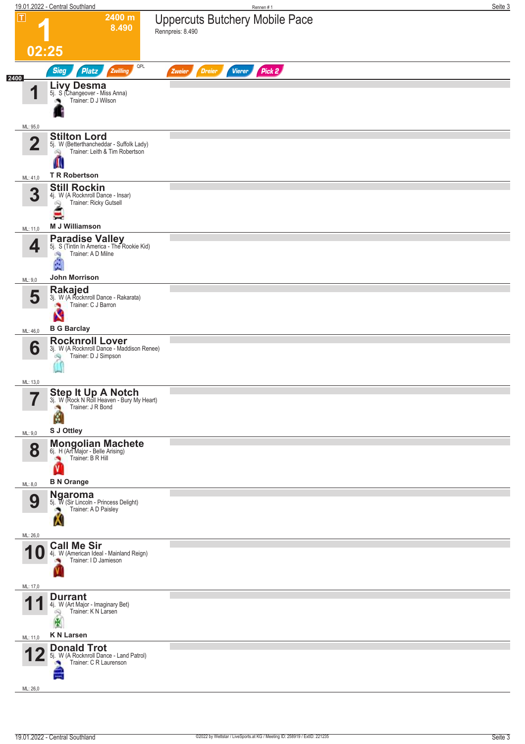# 1

**2400 m**
**8.490**

**02:25**

## Uppercuts Butchery Mobile Pace

Rennpreis: 8.490

Sieg | Platz | Zwilling | QPL | Zweier | Dreier | Vierer | Pick 2

**2400**

**1** **Livy Desma**
5j. S (Changeover - Miss Anna)
Trainer: D J Wilson
ML: 95,0

**2** **Stilton Lord**
5j. W (Betterthancheddar - Suffolk Lady)
Trainer: Leith & Tim Robertson
**T R Robertson**
ML: 41,0

**3** **Still Rockin**
4j. W (A Rocknroll Dance - Insar)
Trainer: Ricky Gutsell
**M J Williamson**
ML: 11,0

**4** **Paradise Valley**
5j. S (Tintin In America - The Rookie Kid)
Trainer: A D Milne
**John Morrison**
ML: 9,0

**5** **Rakajed**
3j. W (A Rocknroll Dance - Rakarata)
Trainer: C J Barron
**B G Barclay**
ML: 46,0

**6** **Rocknroll Lover**
3j. W (A Rocknroll Dance - Maddison Renee)
Trainer: D J Simpson
ML: 13,0

**7** **Step It Up A Notch**
3j. W (Rock N Roll Heaven - Bury My Heart)
Trainer: J R Bond
**S J Ottley**
ML: 9,0

**8** **Mongolian Machete**
6j. H (Art Major - Belle Arising)
Trainer: B R Hill
**B N Orange**
ML: 8,0

**9** **Ngaroma**
5j. W (Sir Lincoln - Princess Delight)
Trainer: A D Paisley
ML: 26,0

**10** **Call Me Sir**
4j. W (American Ideal - Mainland Reign)
Trainer: I D Jamieson
ML: 17,0

**11** **Durrant**
4j. W (Art Major - Imaginary Bet)
Trainer: K N Larsen
**K N Larsen**
ML: 11,0

**12** **Donald Trot**
5j. W (A Rocknroll Dance - Land Patrol)
Trainer: C R Laurenson
ML: 26,0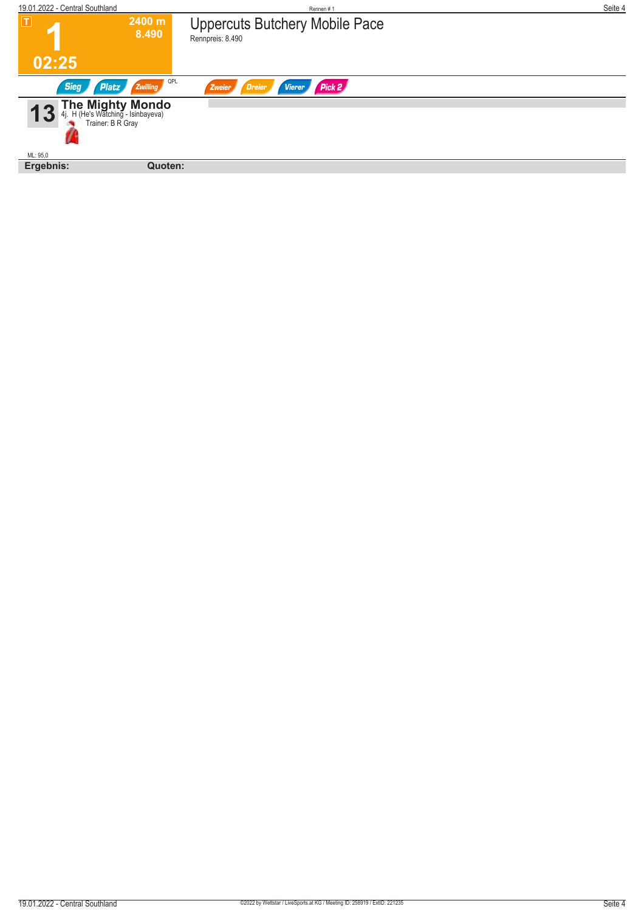T

# 1

2400 m
8.490

02:25

## Uppercuts Butchery Mobile Pace

Rennpreis: 8.490

Sieg Platz Zwilling QPL Zweier Dreier Vierer Pick 2

**13** **The Mighty Mondo**
4j. H (He's Watching - Isinbayeva)
Trainer: B R Gray

ML: 95,0

**Ergebnis:** **Quoten:**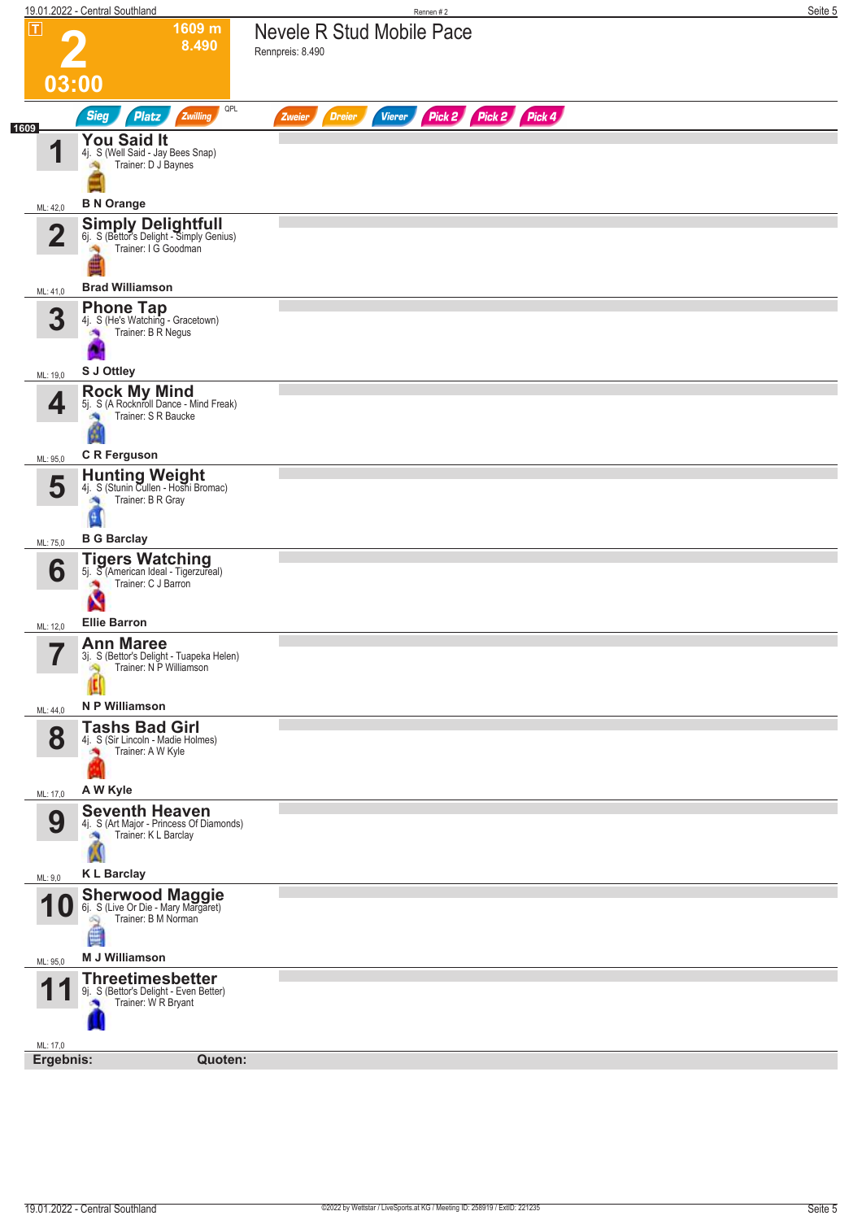# 2 — 03:00

**1609 m — 8.490**

## Nevele R Stud Mobile Pace

Rennpreis: 8.490

Sieg | Platz | Zwilling | QPL | Zweier | Dreier | Vierer | Pick 2 | Pick 2 | Pick 4

1609

| Nr. | Pferd | Abstammung | Trainer | Fahrer | ML |
|---|---|---|---|---|---|
| 1 | **You Said It** | 4j. S (Well Said - Jay Bees Snap) | D J Baynes | B N Orange | 42,0 |
| 2 | **Simply Delightfull** | 6j. S (Bettor's Delight - Simply Genius) | I G Goodman | Brad Williamson | 41,0 |
| 3 | **Phone Tap** | 4j. S (He's Watching - Gracetown) | B R Negus | S J Ottley | 19,0 |
| 4 | **Rock My Mind** | 5j. S (A Rocknroll Dance - Mind Freak) | S R Baucke | C R Ferguson | 95,0 |
| 5 | **Hunting Weight** | 4j. S (Stunin Cullen - Hoshi Bromac) | B R Gray | B G Barclay | 75,0 |
| 6 | **Tigers Watching** | 5j. S (American Ideal - Tigerzureal) | C J Barron | Ellie Barron | 12,0 |
| 7 | **Ann Maree** | 3j. S (Bettor's Delight - Tuapeka Helen) | N P Williamson | N P Williamson | 44,0 |
| 8 | **Tashs Bad Girl** | 4j. S (Sir Lincoln - Madie Holmes) | A W Kyle | A W Kyle | 17,0 |
| 9 | **Seventh Heaven** | 4j. S (Art Major - Princess Of Diamonds) | K L Barclay | K L Barclay | 9,0 |
| 10 | **Sherwood Maggie** | 6j. S (Live Or Die - Mary Margaret) | B M Norman | M J Williamson | 95,0 |
| 11 | **Threetimesbetter** | 9j. S (Bettor's Delight - Even Better) | W R Bryant | | 17,0 |

**Ergebnis:** **Quoten:**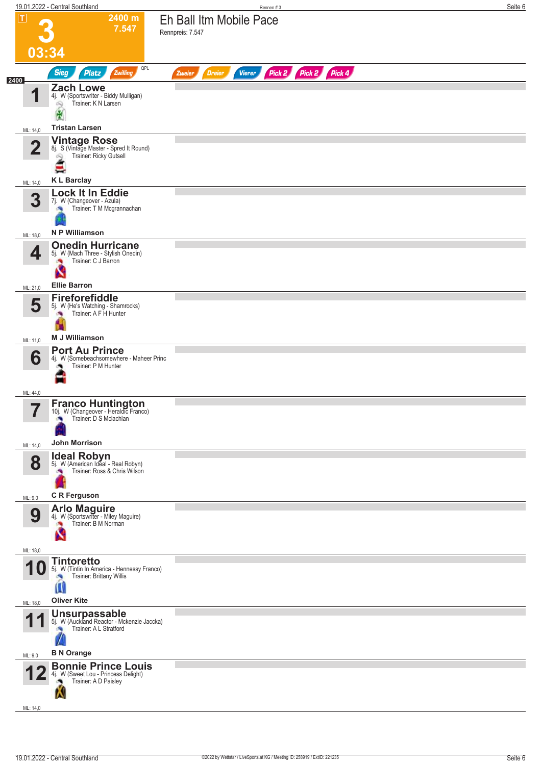# 3 — Eh Ball Itm Mobile Pace

T | 2400 m | 7.547 | 03:34

Rennpreis: 7.547

Sieg | Platz | Zwilling | QPL | Zweier | Dreier | Vierer | Pick 2 | Pick 2 | Pick 4

2400

| Nr. | Pferd | Details | Trainer | Fahrer | ML |
|---|---|---|---|---|---|
| 1 | **Zach Lowe** | 4j. W (Sportswriter - Biddy Mulligan) | K N Larsen | **Tristan Larsen** | 14,0 |
| 2 | **Vintage Rose** | 8j. S (Vintage Master - Spred It Round) | Ricky Gutsell | **K L Barclay** | 14,0 |
| 3 | **Lock It In Eddie** | 7j. W (Changeover - Azula) | T M Mcgrannachan | **N P Williamson** | 18,0 |
| 4 | **Onedin Hurricane** | 5j. W (Mach Three - Stylish Onedin) | C J Barron | **Ellie Barron** | 21,0 |
| 5 | **Fireforefiddle** | 5j. W (He's Watching - Shamrocks) | A F H Hunter | **M J Williamson** | 11,0 |
| 6 | **Port Au Prince** | 4j. W (Somebeachsomewhere - Maheer Princ | P M Hunter | | 44,0 |
| 7 | **Franco Huntington** | 10j. W (Changeover - Heraldic Franco) | D S Mclachlan | **John Morrison** | 14,0 |
| 8 | **Ideal Robyn** | 5j. W (American Ideal - Real Robyn) | Ross & Chris Wilson | **C R Ferguson** | 9,0 |
| 9 | **Arlo Maguire** | 4j. W (Sportswriter - Miley Maguire) | B M Norman | | 18,0 |
| 10 | **Tintoretto** | 5j. W (Tintin In America - Hennessy Franco) | Brittany Willis | **Oliver Kite** | 18,0 |
| 11 | **Unsurpassable** | 5j. W (Auckland Reactor - Mckenzie Jaccka) | A L Stratford | **B N Orange** | 9,0 |
| 12 | **Bonnie Prince Louis** | 4j. W (Sweet Lou - Princess Delight) | A D Paisley | | 14,0 |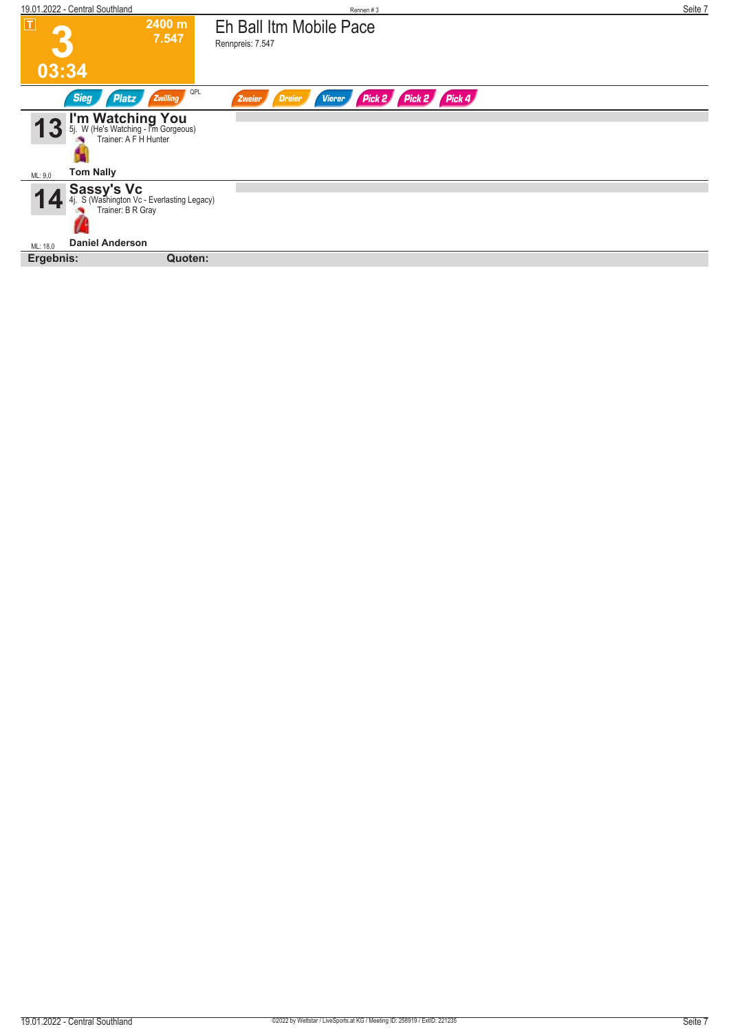T

# 3

**2400 m**
**7.547**

**03:34**

## Eh Ball Itm Mobile Pace

Rennpreis: 7.547

Sieg | Platz | Zwilling | QPL | Zweier | Dreier | Vierer | Pick 2 | Pick 2 | Pick 4

**13** **I'm Watching You**
5j. W (He's Watching - I'm Gorgeous)
Trainer: A F H Hunter
ML: 9,0
**Tom Nally**

**14** **Sassy's Vc**
4j. S (Washington Vc - Everlasting Legacy)
Trainer: B R Gray
ML: 18,0
**Daniel Anderson**

**Ergebnis:** **Quoten:**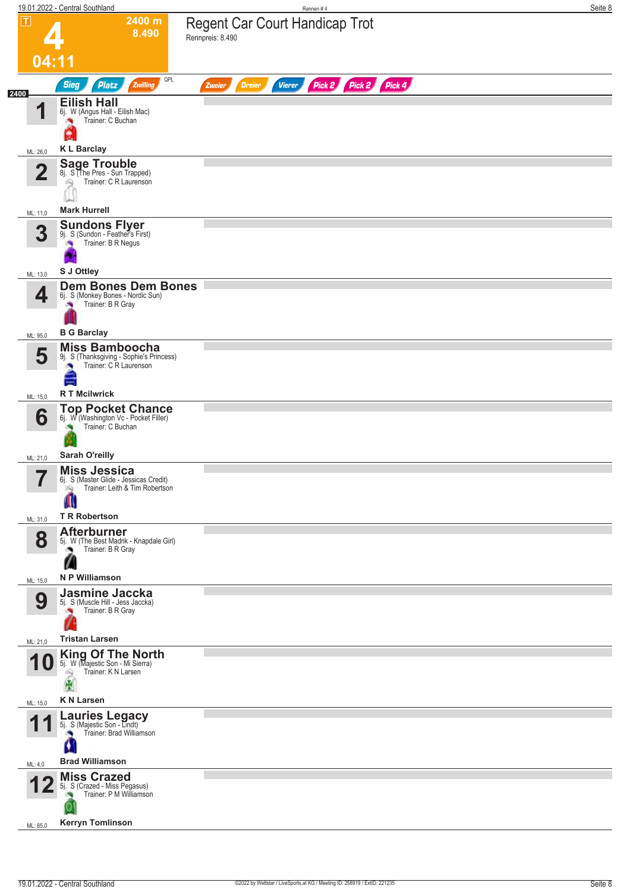# 4 Regent Car Court Handicap Trot

T | 2400 m | 8.490 | 04:11

Rennpreis: 8.490

Sieg | Platz | Zwilling | QPL | Zweier | Dreier | Vierer | Pick 2 | Pick 2 | Pick 4

2400

| Nr. | Pferd | Info | Trainer | Fahrer | ML |
|---|---|---|---|---|---|
| 1 | Eilish Hall | 6j. W (Angus Hall - Eilish Mac) | C Buchan | K L Barclay | 26,0 |
| 2 | Sage Trouble | 8j. S (The Pres - Sun Trapped) | C R Laurenson | Mark Hurrell | 11,0 |
| 3 | Sundons Flyer | 9j. S (Sundon - Feather's First) | B R Negus | S J Ottley | 13,0 |
| 4 | Dem Bones Dem Bones | 6j. S (Monkey Bones - Nordic Sun) | B R Gray | B G Barclay | 95,0 |
| 5 | Miss Bamboocha | 9j. S (Thanksgiving - Sophie's Princess) | C R Laurenson | R T Mcilwrick | 15,0 |
| 6 | Top Pocket Chance | 6j. W (Washington Vc - Pocket Filler) | C Buchan | Sarah O'reilly | 21,0 |
| 7 | Miss Jessica | 6j. S (Master Glide - Jessicas Credit) | Leith & Tim Robertson | T R Robertson | 31,0 |
| 8 | Afterburner | 5j. W (The Best Madrik - Knapdale Girl) | B R Gray | N P Williamson | 15,0 |
| 9 | Jasmine Jaccka | 5j. S (Muscle Hill - Jess Jaccka) | B R Gray | Tristan Larsen | 21,0 |
| 10 | King Of The North | 5j. W (Majestic Son - Mi Sierra) | K N Larsen | K N Larsen | 15,0 |
| 11 | Lauries Legacy | 5j. S (Majestic Son - Lindt) | Brad Williamson | Brad Williamson | 4,0 |
| 12 | Miss Crazed | 5j. S (Crazed - Miss Pegasus) | P M Williamson | Kerryn Tomlinson | 85,0 |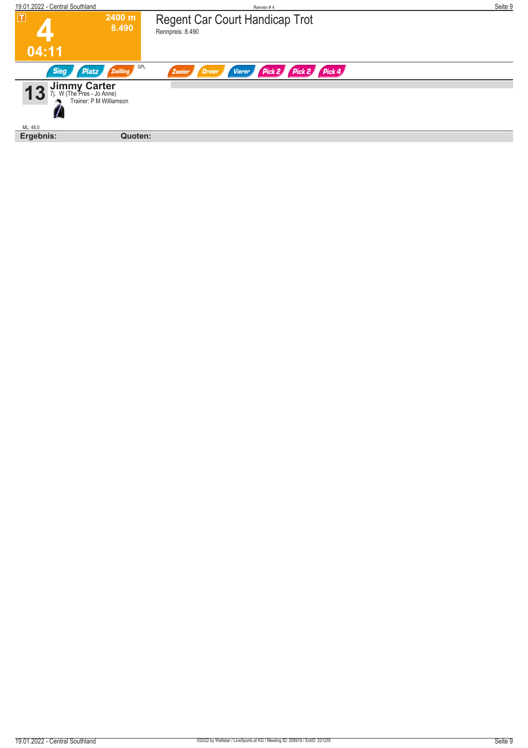T

# 4

2400 m
8.490

04:11

# Regent Car Court Handicap Trot

Rennpreis: 8.490

Sieg | Platz | Zwilling | QPL | Zweier | Dreier | Vierer | Pick 2 | Pick 2 | Pick 4

**13** **Jimmy Carter**
7j. W (The Pres - Jo Anne)
Trainer: P M Williamson

ML: 48,0

**Ergebnis:** **Quoten:**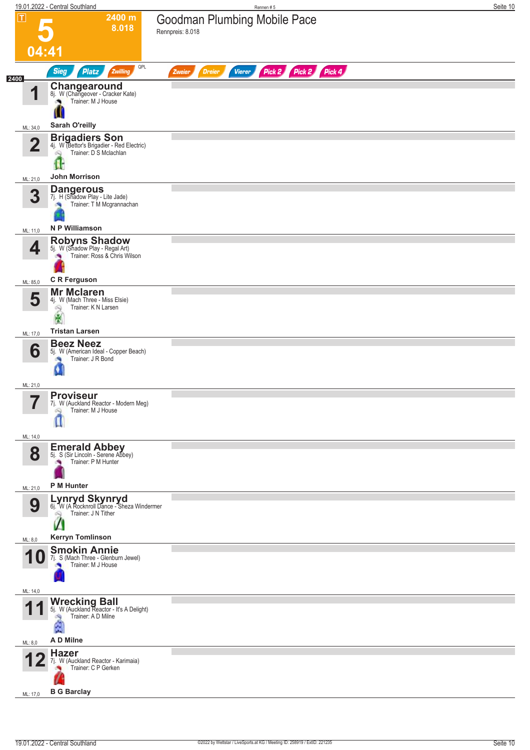**T**

# 5

**2400 m**
**8.018**

**04:41**

## Goodman Plumbing Mobile Pace

Rennpreis: 8.018

Sieg | Platz | Zwilling | QPL | Zweier | Dreier | Vierer | Pick 2 | Pick 2 | Pick 4

**2400**

| Nr. | Pferd | Details | Trainer | Fahrer | ML |
|---|---|---|---|---|---|
| 1 | **Changearound** | 8j. W (Changeover - Cracker Kate) | Trainer: M J House | **Sarah O'reilly** | ML: 34,0 |
| 2 | **Brigadiers Son** | 4j. W (Bettor's Brigadier - Red Electric) | Trainer: D S Mclachlan | **John Morrison** | ML: 21,0 |
| 3 | **Dangerous** | 7j. H (Shadow Play - Lite Jade) | Trainer: T M Mcgrannachan | **N P Williamson** | ML: 11,0 |
| 4 | **Robyns Shadow** | 5j. W (Shadow Play - Regal Art) | Trainer: Ross & Chris Wilson | **C R Ferguson** | ML: 85,0 |
| 5 | **Mr Mclaren** | 4j. W (Mach Three - Miss Elsie) | Trainer: K N Larsen | **Tristan Larsen** | ML: 17,0 |
| 6 | **Beez Neez** | 5j. W (American Ideal - Copper Beach) | Trainer: J R Bond | | ML: 21,0 |
| 7 | **Proviseur** | 7j. W (Auckland Reactor - Modern Meg) | Trainer: M J House | | ML: 14,0 |
| 8 | **Emerald Abbey** | 5j. S (Sir Lincoln - Serene Abbey) | Trainer: P M Hunter | **P M Hunter** | ML: 21,0 |
| 9 | **Lynryd Skynryd** | 6j. W (A Rocknroll Dance - Sheza Windermer | Trainer: J N Tither | **Kerryn Tomlinson** | ML: 8,0 |
| 10 | **Smokin Annie** | 7j. S (Mach Three - Glenburn Jewel) | Trainer: M J House | | ML: 14,0 |
| 11 | **Wrecking Ball** | 5j. W (Auckland Reactor - It's A Delight) | Trainer: A D Milne | **A D Milne** | ML: 8,0 |
| 12 | **Hazer** | 7j. W (Auckland Reactor - Karimaia) | Trainer: C P Gerken | **B G Barclay** | ML: 17,0 |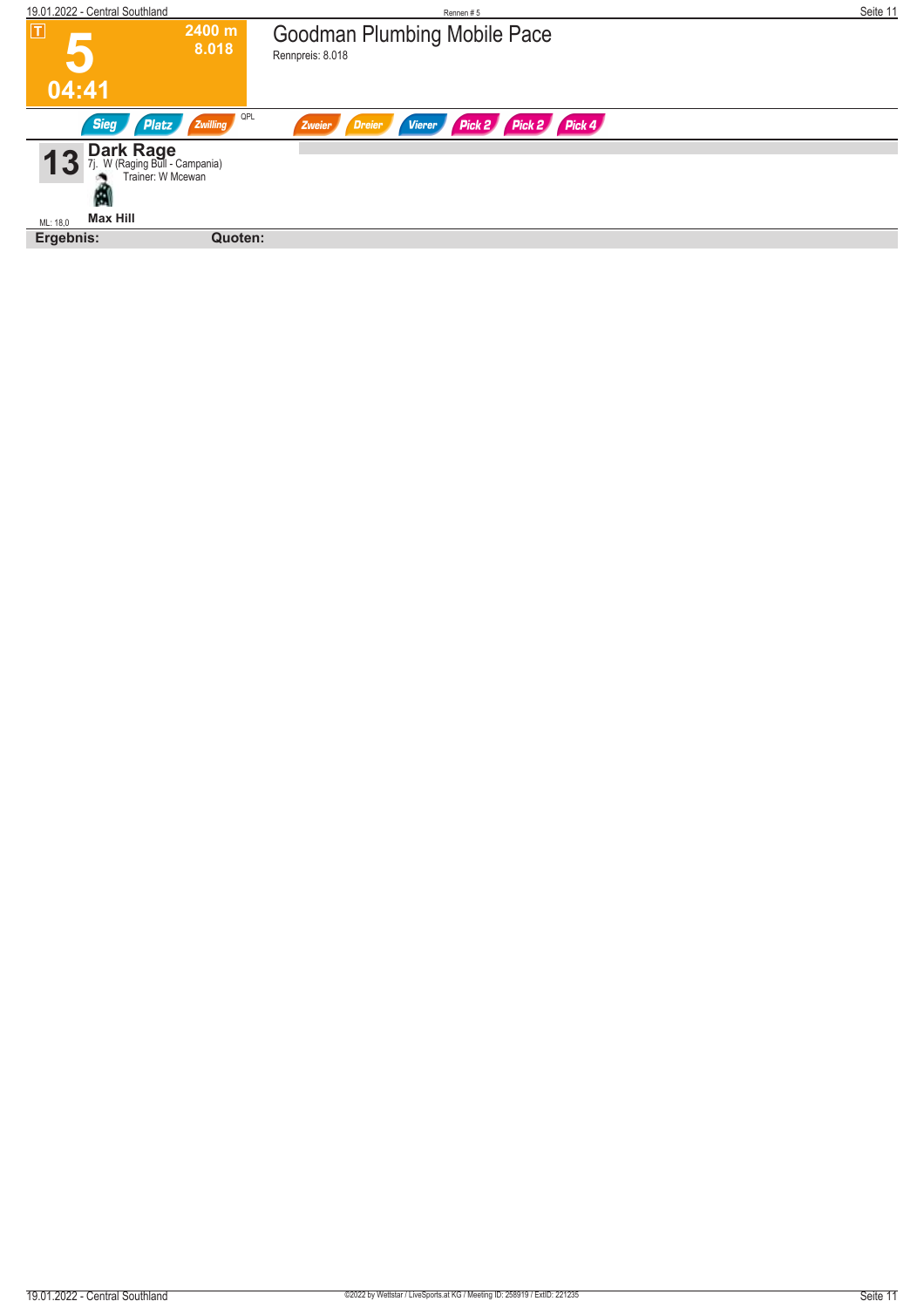Rennen # 5

**T**

# 5

**2400 m**
**8.018**

**04:41**

## Goodman Plumbing Mobile Pace

Rennpreis: 8.018

Sieg | Platz | Zwilling | QPL | Zweier | Dreier | Vierer | Pick 2 | Pick 2 | Pick 4

**13** **Dark Rage**
7j. W (Raging Bull - Campania)
Trainer: W Mcewan

ML: 18,0 **Max Hill**

**Ergebnis:** **Quoten:**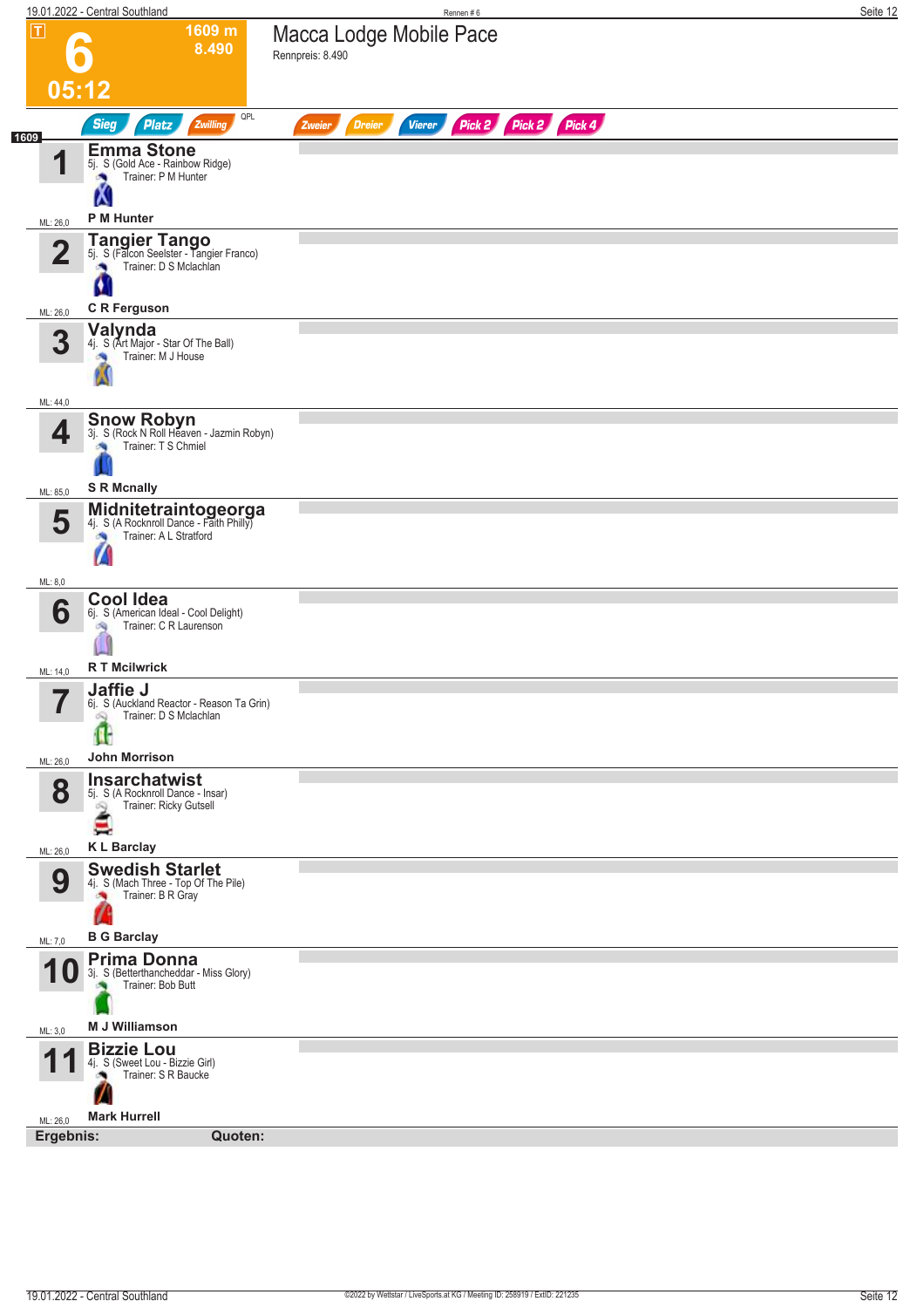# 6 — Macca Lodge Mobile Pace

**T** 05:12 — 1609 m — 8.490

Rennpreis: 8.490

Sieg | Platz | Zwilling | QPL | Zweier | Dreier | Vierer | Pick 2 | Pick 2 | Pick 4

1609

| Nr. | Pferd | Details | Trainer | Fahrer | ML |
|---|---|---|---|---|---|
| 1 | **Emma Stone** | 5j. S (Gold Ace - Rainbow Ridge) | Trainer: P M Hunter | P M Hunter | ML: 26,0 |
| 2 | **Tangier Tango** | 5j. S (Falcon Seelster - Tangier Franco) | Trainer: D S Mclachlan | C R Ferguson | ML: 26,0 |
| 3 | **Valynda** | 4j. S (Art Major - Star Of The Ball) | Trainer: M J House | | ML: 44,0 |
| 4 | **Snow Robyn** | 3j. S (Rock N Roll Heaven - Jazmin Robyn) | Trainer: T S Chmiel | S R Mcnally | ML: 85,0 |
| 5 | **Midnitetraintogeorga** | 4j. S (A Rocknroll Dance - Faith Philly) | Trainer: A L Stratford | | ML: 8,0 |
| 6 | **Cool Idea** | 6j. S (American Ideal - Cool Delight) | Trainer: C R Laurenson | R T Mcilwrick | ML: 14,0 |
| 7 | **Jaffie J** | 6j. S (Auckland Reactor - Reason Ta Grin) | Trainer: D S Mclachlan | John Morrison | ML: 26,0 |
| 8 | **Insarchatwist** | 5j. S (A Rocknroll Dance - Insar) | Trainer: Ricky Gutsell | K L Barclay | ML: 26,0 |
| 9 | **Swedish Starlet** | 4j. S (Mach Three - Top Of The Pile) | Trainer: B R Gray | B G Barclay | ML: 7,0 |
| 10 | **Prima Donna** | 3j. S (Betterthancheddar - Miss Glory) | Trainer: Bob Butt | M J Williamson | ML: 3,0 |
| 11 | **Bizzie Lou** | 4j. S (Sweet Lou - Bizzie Girl) | Trainer: S R Baucke | Mark Hurrell | ML: 26,0 |

**Ergebnis:** **Quoten:**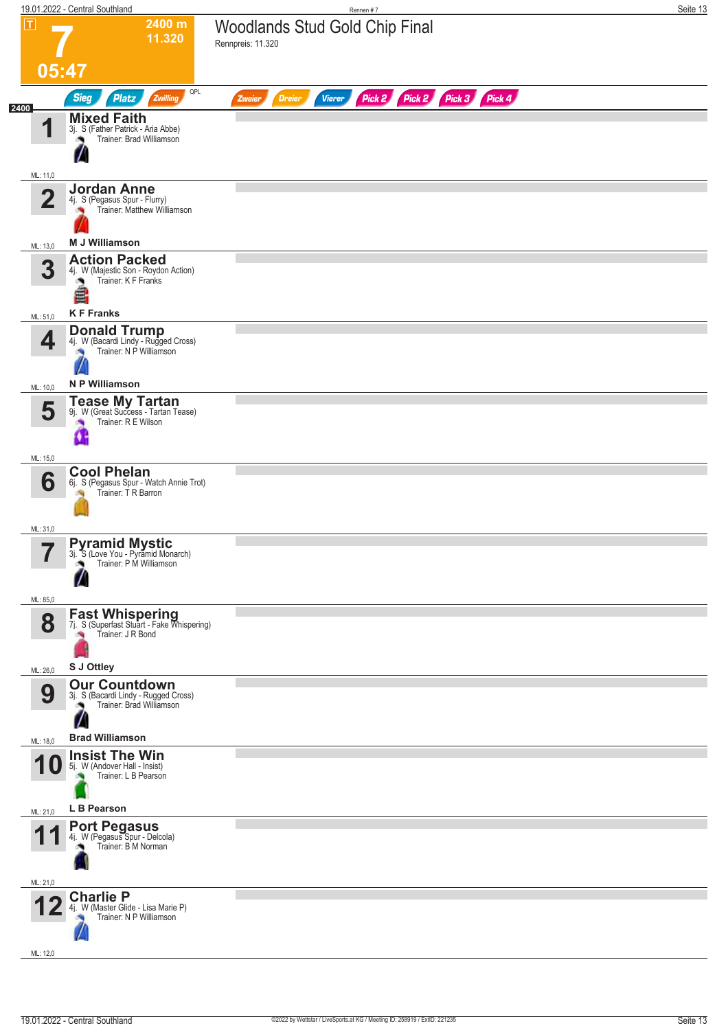**T**

# 7

**2400 m**
**11.320**

**05:47**

# Woodlands Stud Gold Chip Final

Rennpreis: 11.320

Sieg | Platz | Zwilling | QPL | Zweier | Dreier | Vierer | Pick 2 | Pick 2 | Pick 3 | Pick 4

**2400**

| Nr. | Pferd | Angaben | Fahrer | ML |
|---|---|---|---|---|
| 1 | **Mixed Faith** | 3j. S (Father Patrick - Aria Abbe) Trainer: Brad Williamson | | ML: 11,0 |
| 2 | **Jordan Anne** | 4j. S (Pegasus Spur - Flurry) Trainer: Matthew Williamson | M J Williamson | ML: 13,0 |
| 3 | **Action Packed** | 4j. W (Majestic Son - Roydon Action) Trainer: K F Franks | K F Franks | ML: 51,0 |
| 4 | **Donald Trump** | 4j. W (Bacardi Lindy - Rugged Cross) Trainer: N P Williamson | N P Williamson | ML: 10,0 |
| 5 | **Tease My Tartan** | 9j. W (Great Success - Tartan Tease) Trainer: R E Wilson | | ML: 15,0 |
| 6 | **Cool Phelan** | 6j. S (Pegasus Spur - Watch Annie Trot) Trainer: T R Barron | | ML: 31,0 |
| 7 | **Pyramid Mystic** | 3j. S (Love You - Pyramid Monarch) Trainer: P M Williamson | | ML: 85,0 |
| 8 | **Fast Whispering** | 7j. S (Superfast Stuart - Fake Whispering) Trainer: J R Bond | S J Ottley | ML: 26,0 |
| 9 | **Our Countdown** | 3j. S (Bacardi Lindy - Rugged Cross) Trainer: Brad Williamson | Brad Williamson | ML: 18,0 |
| 10 | **Insist The Win** | 5j. W (Andover Hall - Insist) Trainer: L B Pearson | L B Pearson | ML: 21,0 |
| 11 | **Port Pegasus** | 4j. W (Pegasus Spur - Delcola) Trainer: B M Norman | | ML: 21,0 |
| 12 | **Charlie P** | 4j. W (Master Glide - Lisa Marie P) Trainer: N P Williamson | | ML: 12,0 |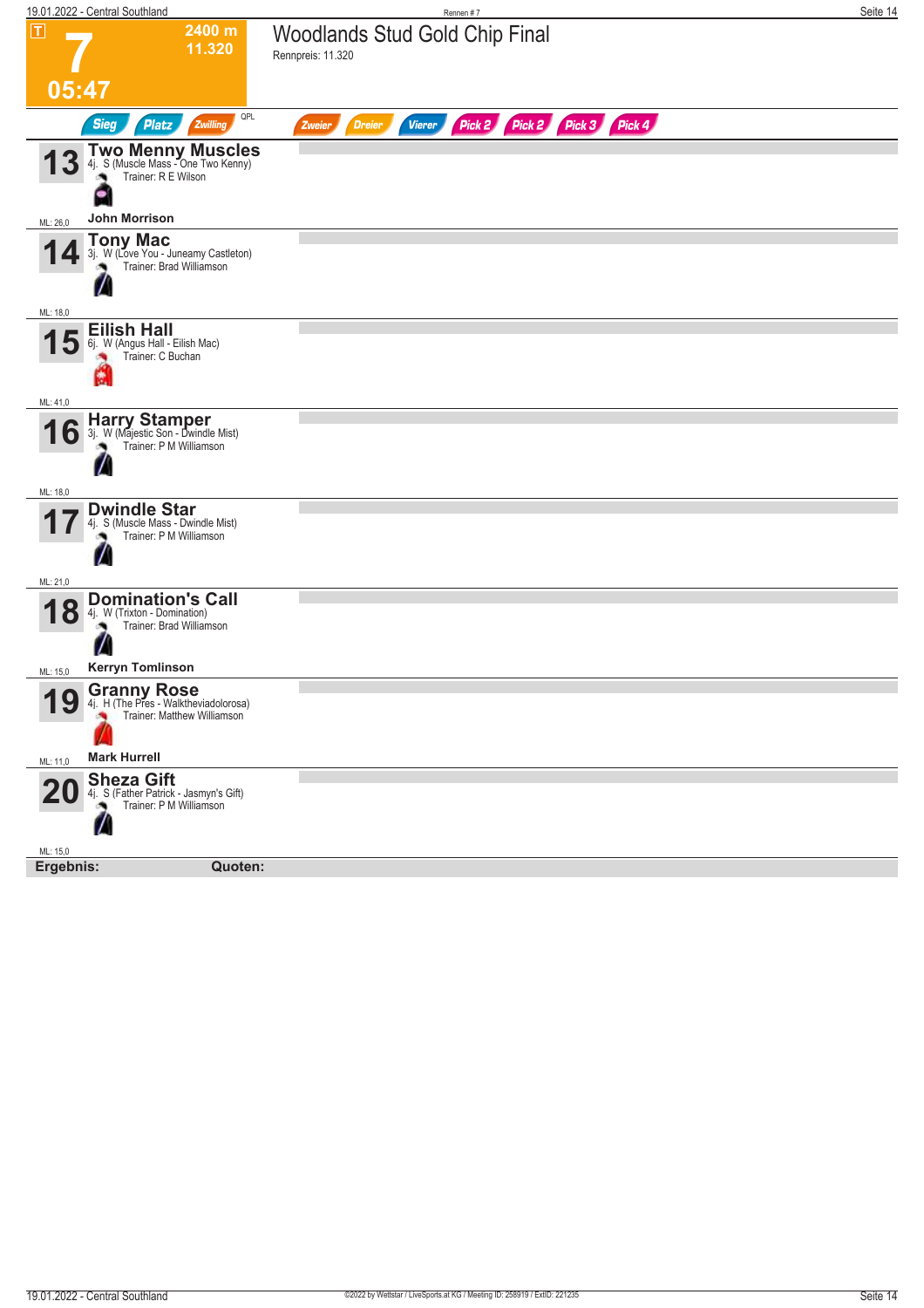**7**

2400 m
11.320

05:47

# Woodlands Stud Gold Chip Final

Rennpreis: 11.320

Sieg | Platz | Zwilling | QPL | Zweier | Dreier | Vierer | Pick 2 | Pick 2 | Pick 3 | Pick 4

**13** **Two Menny Muscles**
4j. S (Muscle Mass - One Two Kenny)
Trainer: R E Wilson
**John Morrison**
ML: 26,0

**14** **Tony Mac**
3j. W (Love You - Juneamy Castleton)
Trainer: Brad Williamson
ML: 18,0

**15** **Eilish Hall**
6j. W (Angus Hall - Eilish Mac)
Trainer: C Buchan
ML: 41,0

**16** **Harry Stamper**
3j. W (Majestic Son - Dwindle Mist)
Trainer: P M Williamson
ML: 18,0

**17** **Dwindle Star**
4j. S (Muscle Mass - Dwindle Mist)
Trainer: P M Williamson
ML: 21,0

**18** **Domination's Call**
4j. W (Trixton - Domination)
Trainer: Brad Williamson
**Kerryn Tomlinson**
ML: 15,0

**19** **Granny Rose**
4j. H (The Pres - Walktheviadolorosa)
Trainer: Matthew Williamson
**Mark Hurrell**
ML: 11,0

**20** **Sheza Gift**
4j. S (Father Patrick - Jasmyn's Gift)
Trainer: P M Williamson
ML: 15,0

**Ergebnis:** **Quoten:**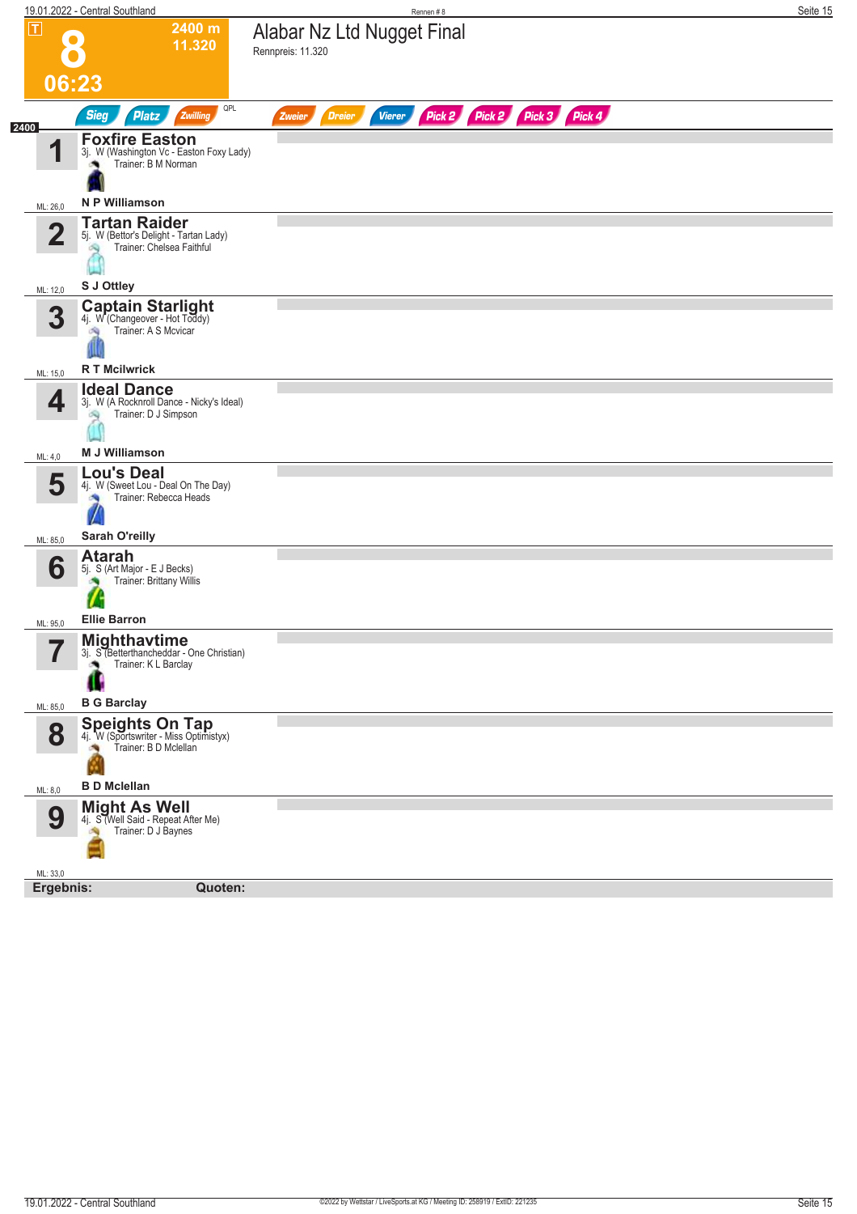**T**

# 8

**2400 m**
**11.320**

**06:23**

## Alabar Nz Ltd Nugget Final

Rennpreis: 11.320

Sieg | Platz | Zwilling | QPL | Zweier | Dreier | Vierer | Pick 2 | Pick 2 | Pick 3 | Pick 4

**2400**

| Nr. | Pferd | ML |
|---|---|---|
| 1 | **Foxfire Easton**<br>3j. W (Washington Vc - Easton Foxy Lady)<br>Trainer: B M Norman<br>**N P Williamson** | ML: 26,0 |
| 2 | **Tartan Raider**<br>5j. W (Bettor's Delight - Tartan Lady)<br>Trainer: Chelsea Faithful<br>**S J Ottley** | ML: 12,0 |
| 3 | **Captain Starlight**<br>4j. W (Changeover - Hot Toddy)<br>Trainer: A S Mcvicar<br>**R T Mcilwrick** | ML: 15,0 |
| 4 | **Ideal Dance**<br>3j. W (A Rocknroll Dance - Nicky's Ideal)<br>Trainer: D J Simpson<br>**M J Williamson** | ML: 4,0 |
| 5 | **Lou's Deal**<br>4j. W (Sweet Lou - Deal On The Day)<br>Trainer: Rebecca Heads<br>**Sarah O'reilly** | ML: 85,0 |
| 6 | **Atarah**<br>5j. S (Art Major - E J Becks)<br>Trainer: Brittany Willis<br>**Ellie Barron** | ML: 95,0 |
| 7 | **Mighthavtime**<br>3j. S (Betterthancheddar - One Christian)<br>Trainer: K L Barclay<br>**B G Barclay** | ML: 85,0 |
| 8 | **Speights On Tap**<br>4j. W (Sportswriter - Miss Optimistyx)<br>Trainer: B D Mclellan<br>**B D Mclellan** | ML: 8,0 |
| 9 | **Might As Well**<br>4j. S (Well Said - Repeat After Me)<br>Trainer: D J Baynes | ML: 33,0 |

**Ergebnis:** **Quoten:**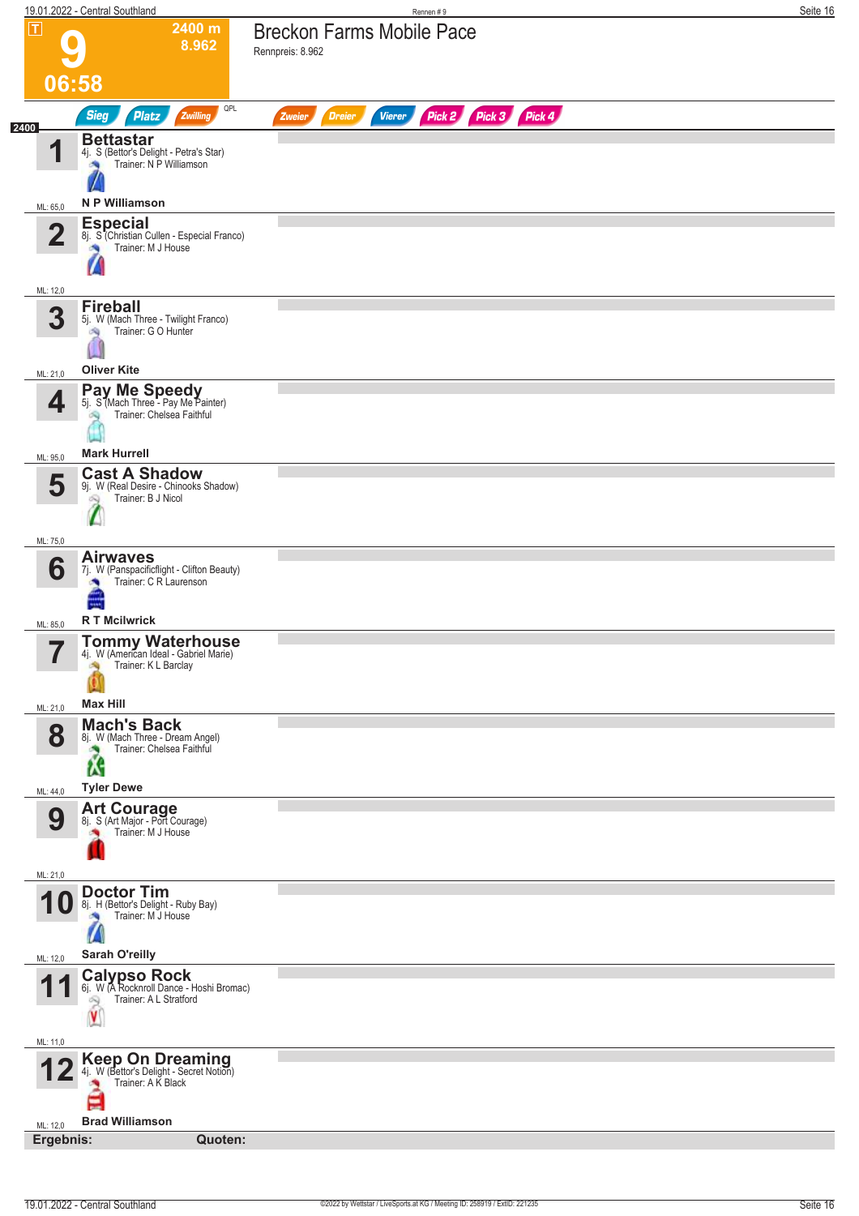**9** — 06:58 — 2400 m — 8.962

# Breckon Farms Mobile Pace

Rennpreis: 8.962

Sieg | Platz | Zwilling | QPL | Zweier | Dreier | Vierer | Pick 2 | Pick 3 | Pick 4

2400

**1 Bettastar**
4j. S (Bettor's Delight - Petra's Star)
Trainer: N P Williamson
N P Williamson
ML: 65,0

**2 Especial**
8j. S (Christian Cullen - Especial Franco)
Trainer: M J House
ML: 12,0

**3 Fireball**
5j. W (Mach Three - Twilight Franco)
Trainer: G O Hunter
Oliver Kite
ML: 21,0

**4 Pay Me Speedy**
5j. S (Mach Three - Pay Me Painter)
Trainer: Chelsea Faithful
Mark Hurrell
ML: 95,0

**5 Cast A Shadow**
9j. W (Real Desire - Chinooks Shadow)
Trainer: B J Nicol
ML: 75,0

**6 Airwaves**
7j. W (Panspacificflight - Clifton Beauty)
Trainer: C R Laurenson
R T Mcilwrick
ML: 85,0

**7 Tommy Waterhouse**
4j. W (American Ideal - Gabriel Marie)
Trainer: K L Barclay
Max Hill
ML: 21,0

**8 Mach's Back**
8j. W (Mach Three - Dream Angel)
Trainer: Chelsea Faithful
Tyler Dewe
ML: 44,0

**9 Art Courage**
8j. S (Art Major - Port Courage)
Trainer: M J House
ML: 21,0

**10 Doctor Tim**
8j. H (Bettor's Delight - Ruby Bay)
Trainer: M J House
Sarah O'reilly
ML: 12,0

**11 Calypso Rock**
6j. W (A Rocknroll Dance - Hoshi Bromac)
Trainer: A L Stratford
ML: 11,0

**12 Keep On Dreaming**
4j. W (Bettor's Delight - Secret Notion)
Trainer: A K Black
Brad Williamson
ML: 12,0

**Ergebnis:** **Quoten:**